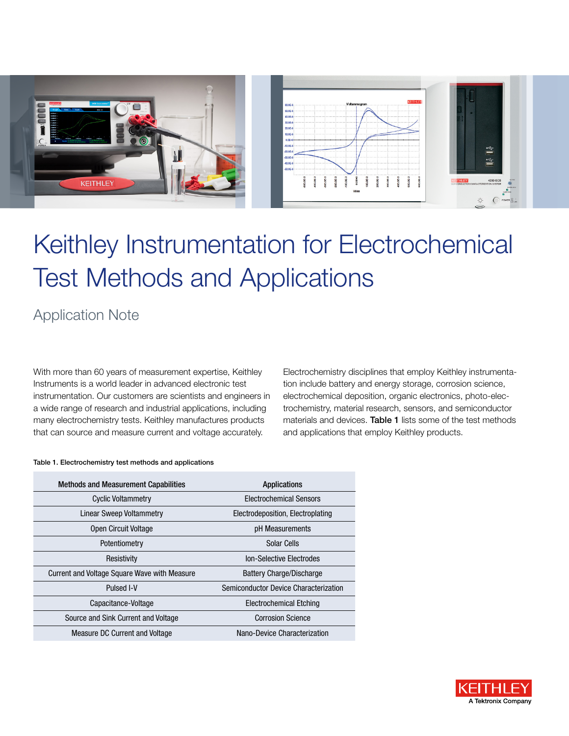# Keithley Instrumentation for Electrochemical Test Methods and Applications

## Application Note

With more than 60 years of measurement expertise, Keithley Instruments is a world leader in advanced electronic test instrumentation. Our customers are scientists and engineers in a wide range of research and industrial applications, including many electrochemistry tests. Keithley manufactures products that can source and measure current and voltage accurately.

Electrochemistry disciplines that employ Keithley instrumentation include battery and energy storage, corrosion science, electrochemical deposition, organic electronics, photo-electrochemistry, material research, sensors, and semiconductor materials and devices. **Table 1** lists some of the test methods and applications that employ Keithley products.

Table 1. Electrochemistry test methods and applications

| Methods and Measurement Capabilities | Applications |
|---|---|
| Cyclic Voltammetry | Electrochemical Sensors |
| Linear Sweep Voltammetry | Electrodeposition, Electroplating |
| Open Circuit Voltage | pH Measurements |
| Potentiometry | Solar Cells |
| Resistivity | Ion-Selective Electrodes |
| Current and Voltage Square Wave with Measure | Battery Charge/Discharge |
| Pulsed I-V | Semiconductor Device Characterization |
| Capacitance-Voltage | Electrochemical Etching |
| Source and Sink Current and Voltage | Corrosion Science |
| Measure DC Current and Voltage | Nano-Device Characterization |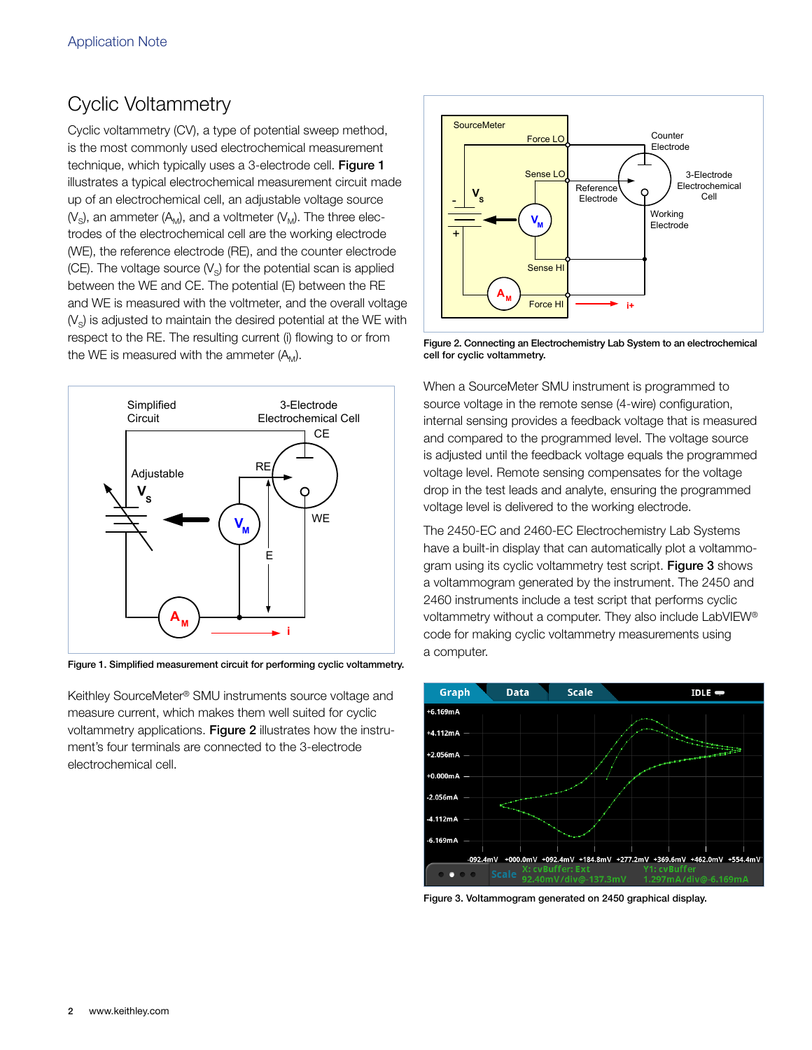# Cyclic Voltammetry

Cyclic voltammetry (CV), a type of potential sweep method, is the most commonly used electrochemical measurement technique, which typically uses a 3-electrode cell. **Figure 1** illustrates a typical electrochemical measurement circuit made up of an electrochemical cell, an adjustable voltage source ($V_S$), an ammeter ($A_M$), and a voltmeter ($V_M$). The three electrodes of the electrochemical cell are the working electrode (WE), the reference electrode (RE), and the counter electrode (CE). The voltage source ($V_S$) for the potential scan is applied between the WE and CE. The potential (E) between the RE and WE is measured with the voltmeter, and the overall voltage ($V_S$) is adjusted to maintain the desired potential at the WE with respect to the RE. The resulting current (i) flowing to or from the WE is measured with the ammeter ($A_M$).

**Figure 1. Simplified measurement circuit for performing cyclic voltammetry.**

Keithley SourceMeter® SMU instruments source voltage and measure current, which makes them well suited for cyclic voltammetry applications. **Figure 2** illustrates how the instrument's four terminals are connected to the 3-electrode electrochemical cell.

**Figure 2. Connecting an Electrochemistry Lab System to an electrochemical cell for cyclic voltammetry.**

When a SourceMeter SMU instrument is programmed to source voltage in the remote sense (4-wire) configuration, internal sensing provides a feedback voltage that is measured and compared to the programmed level. The voltage source is adjusted until the feedback voltage equals the programmed voltage level. Remote sensing compensates for the voltage drop in the test leads and analyte, ensuring the programmed voltage level is delivered to the working electrode.

The 2450-EC and 2460-EC Electrochemistry Lab Systems have a built-in display that can automatically plot a voltammogram using its cyclic voltammetry test script. **Figure 3** shows a voltammogram generated by the instrument. The 2450 and 2460 instruments include a test script that performs cyclic voltammetry without a computer. They also include LabVIEW® code for making cyclic voltammetry measurements using a computer.

**Figure 3. Voltammogram generated on 2450 graphical display.**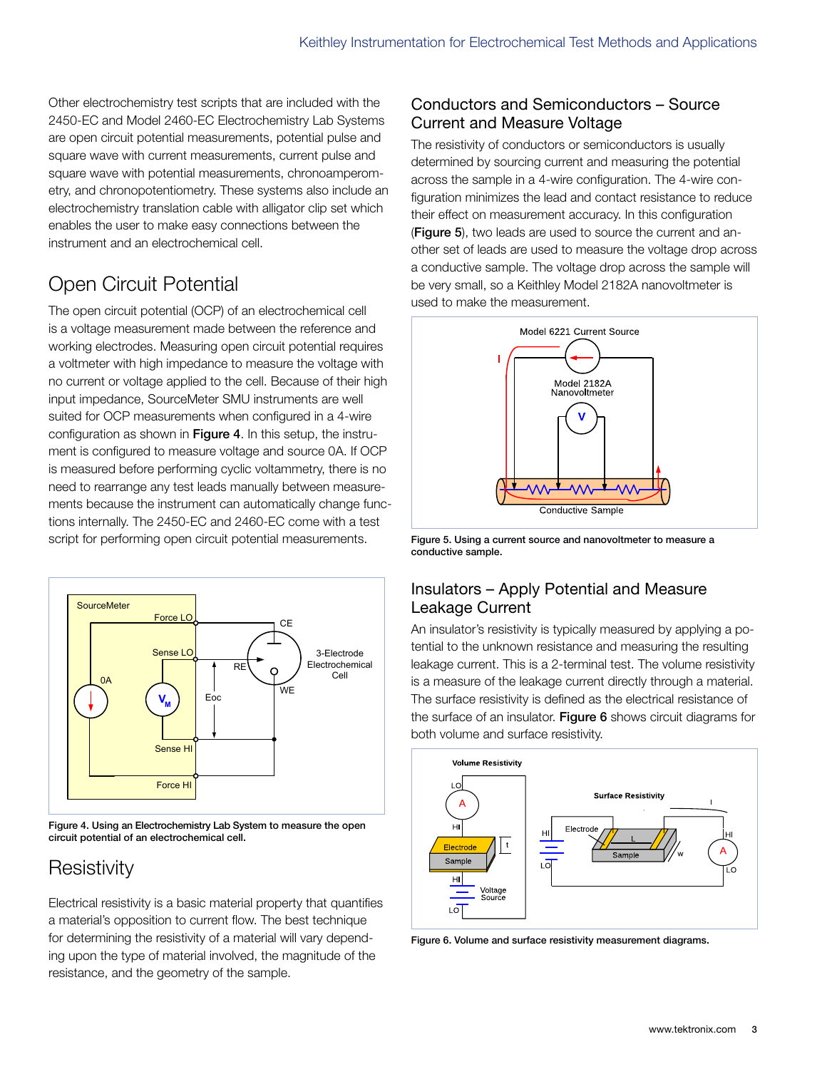Other electrochemistry test scripts that are included with the 2450-EC and Model 2460-EC Electrochemistry Lab Systems are open circuit potential measurements, potential pulse and square wave with current measurements, current pulse and square wave with potential measurements, chronoamperometry, and chronopotentiometry. These systems also include an electrochemistry translation cable with alligator clip set which enables the user to make easy connections between the instrument and an electrochemical cell.

## Open Circuit Potential

The open circuit potential (OCP) of an electrochemical cell is a voltage measurement made between the reference and working electrodes. Measuring open circuit potential requires a voltmeter with high impedance to measure the voltage with no current or voltage applied to the cell. Because of their high input impedance, SourceMeter SMU instruments are well suited for OCP measurements when configured in a 4-wire configuration as shown in **Figure 4**. In this setup, the instrument is configured to measure voltage and source 0A. If OCP is measured before performing cyclic voltammetry, there is no need to rearrange any test leads manually between measurements because the instrument can automatically change functions internally. The 2450-EC and 2460-EC come with a test script for performing open circuit potential measurements.

**Figure 4. Using an Electrochemistry Lab System to measure the open circuit potential of an electrochemical cell.**

## Resistivity

Electrical resistivity is a basic material property that quantifies a material's opposition to current flow. The best technique for determining the resistivity of a material will vary depending upon the type of material involved, the magnitude of the resistance, and the geometry of the sample.

### Conductors and Semiconductors – Source Current and Measure Voltage

The resistivity of conductors or semiconductors is usually determined by sourcing current and measuring the potential across the sample in a 4-wire configuration. The 4-wire configuration minimizes the lead and contact resistance to reduce their effect on measurement accuracy. In this configuration (**Figure 5**), two leads are used to source the current and another set of leads are used to measure the voltage drop across a conductive sample. The voltage drop across the sample will be very small, so a Keithley Model 2182A nanovoltmeter is used to make the measurement.

**Figure 5. Using a current source and nanovoltmeter to measure a conductive sample.**

### Insulators – Apply Potential and Measure Leakage Current

An insulator's resistivity is typically measured by applying a potential to the unknown resistance and measuring the resulting leakage current. This is a 2-terminal test. The volume resistivity is a measure of the leakage current directly through a material. The surface resistivity is defined as the electrical resistance of the surface of an insulator. **Figure 6** shows circuit diagrams for both volume and surface resistivity.

**Figure 6. Volume and surface resistivity measurement diagrams.**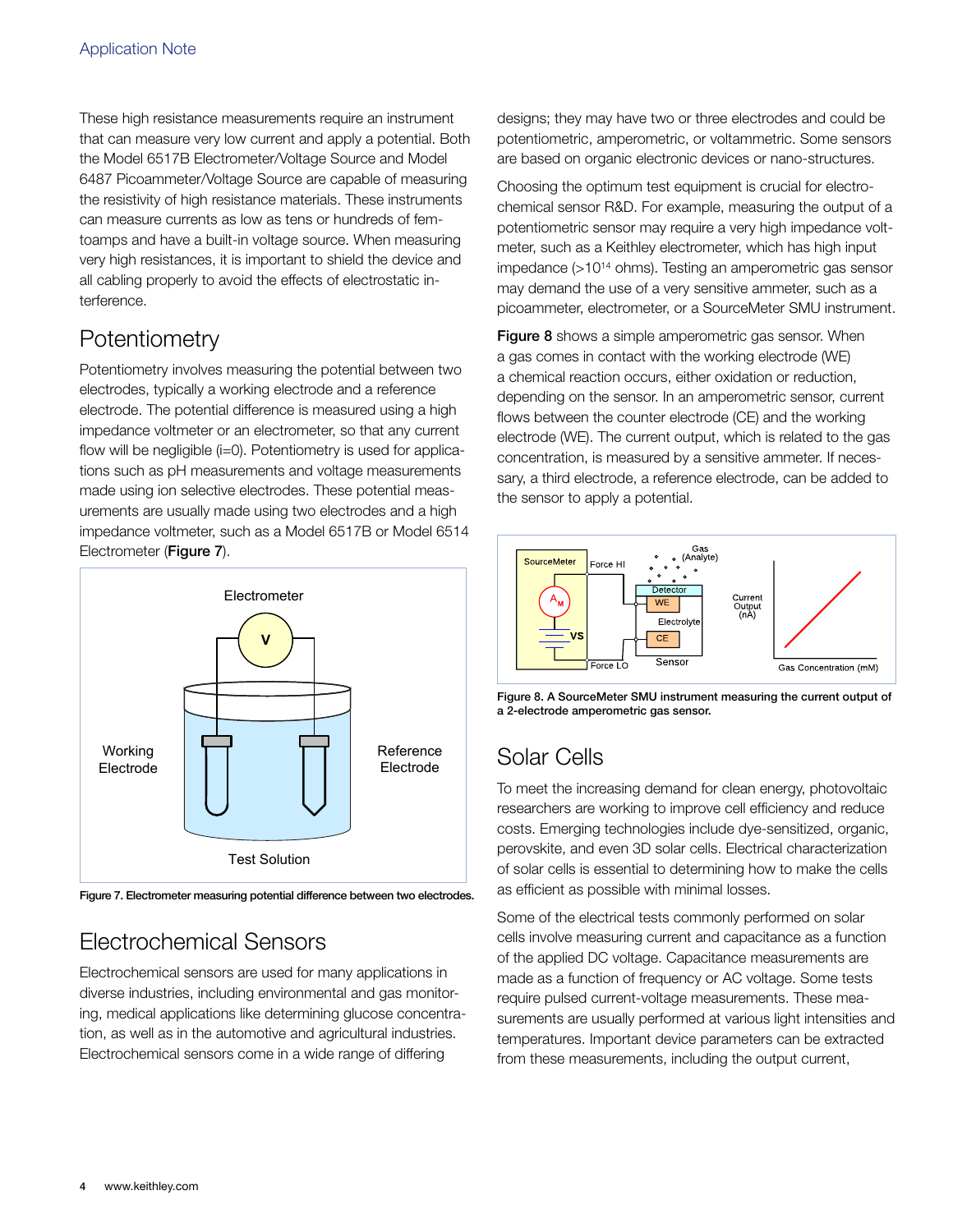These high resistance measurements require an instrument that can measure very low current and apply a potential. Both the Model 6517B Electrometer/Voltage Source and Model 6487 Picoammeter/Voltage Source are capable of measuring the resistivity of high resistance materials. These instruments can measure currents as low as tens or hundreds of femtoamps and have a built-in voltage source. When measuring very high resistances, it is important to shield the device and all cabling properly to avoid the effects of electrostatic interference.

## Potentiometry

Potentiometry involves measuring the potential between two electrodes, typically a working electrode and a reference electrode. The potential difference is measured using a high impedance voltmeter or an electrometer, so that any current flow will be negligible (i=0). Potentiometry is used for applications such as pH measurements and voltage measurements made using ion selective electrodes. These potential measurements are usually made using two electrodes and a high impedance voltmeter, such as a Model 6517B or Model 6514 Electrometer (**Figure 7**).

Figure 7. Electrometer measuring potential difference between two electrodes.

## Electrochemical Sensors

Electrochemical sensors are used for many applications in diverse industries, including environmental and gas monitoring, medical applications like determining glucose concentration, as well as in the automotive and agricultural industries. Electrochemical sensors come in a wide range of differing designs; they may have two or three electrodes and could be potentiometric, amperometric, or voltammetric. Some sensors are based on organic electronic devices or nano-structures.

Choosing the optimum test equipment is crucial for electrochemical sensor R&D. For example, measuring the output of a potentiometric sensor may require a very high impedance voltmeter, such as a Keithley electrometer, which has high input impedance (>$10^{14}$ ohms). Testing an amperometric gas sensor may demand the use of a very sensitive ammeter, such as a picoammeter, electrometer, or a SourceMeter SMU instrument.

**Figure 8** shows a simple amperometric gas sensor. When a gas comes in contact with the working electrode (WE) a chemical reaction occurs, either oxidation or reduction, depending on the sensor. In an amperometric sensor, current flows between the counter electrode (CE) and the working electrode (WE). The current output, which is related to the gas concentration, is measured by a sensitive ammeter. If necessary, a third electrode, a reference electrode, can be added to the sensor to apply a potential.

Figure 8. A SourceMeter SMU instrument measuring the current output of a 2-electrode amperometric gas sensor.

## Solar Cells

To meet the increasing demand for clean energy, photovoltaic researchers are working to improve cell efficiency and reduce costs. Emerging technologies include dye-sensitized, organic, perovskite, and even 3D solar cells. Electrical characterization of solar cells is essential to determining how to make the cells as efficient as possible with minimal losses.

Some of the electrical tests commonly performed on solar cells involve measuring current and capacitance as a function of the applied DC voltage. Capacitance measurements are made as a function of frequency or AC voltage. Some tests require pulsed current-voltage measurements. These measurements are usually performed at various light intensities and temperatures. Important device parameters can be extracted from these measurements, including the output current,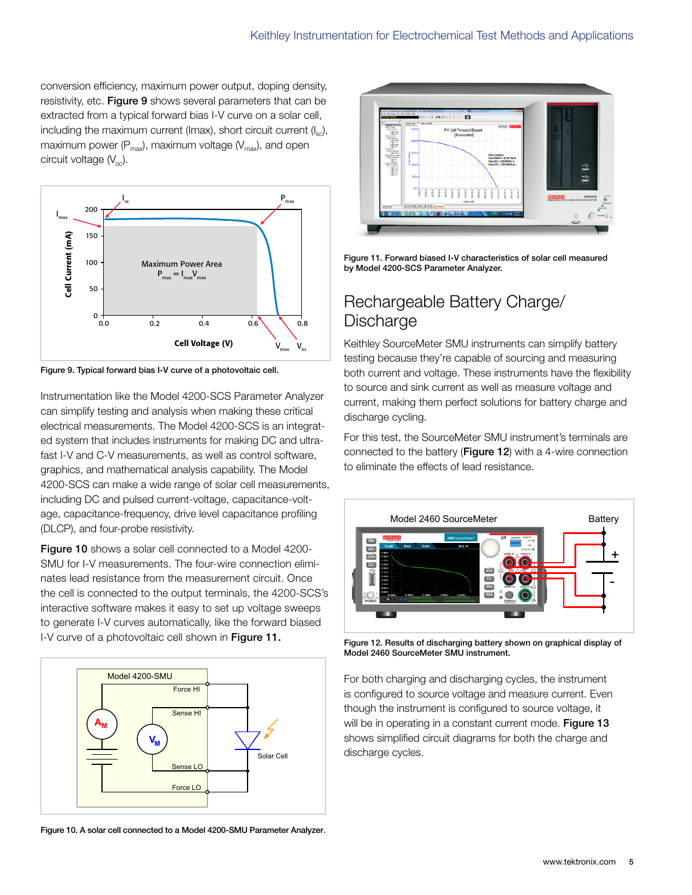conversion efficiency, maximum power output, doping density, resistivity, etc. **Figure 9** shows several parameters that can be extracted from a typical forward bias I-V curve on a solar cell, including the maximum current (Imax), short circuit current ($I_{sc}$), maximum power ($P_{max}$), maximum voltage ($V_{max}$), and open circuit voltage ($V_{oc}$).

Figure 9. Typical forward bias I-V curve of a photovoltaic cell.

Instrumentation like the Model 4200-SCS Parameter Analyzer can simplify testing and analysis when making these critical electrical measurements. The Model 4200-SCS is an integrated system that includes instruments for making DC and ultra-fast I-V and C-V measurements, as well as control software, graphics, and mathematical analysis capability. The Model 4200-SCS can make a wide range of solar cell measurements, including DC and pulsed current-voltage, capacitance-voltage, capacitance-frequency, drive level capacitance profiling (DLCP), and four-probe resistivity.

**Figure 10** shows a solar cell connected to a Model 4200-SMU for I-V measurements. The four-wire connection eliminates lead resistance from the measurement circuit. Once the cell is connected to the output terminals, the 4200-SCS's interactive software makes it easy to set up voltage sweeps to generate I-V curves automatically, like the forward biased I-V curve of a photovoltaic cell shown in **Figure 11.**

Figure 10. A solar cell connected to a Model 4200-SMU Parameter Analyzer.

Figure 11. Forward biased I-V characteristics of solar cell measured by Model 4200-SCS Parameter Analyzer.

## Rechargeable Battery Charge/ Discharge

Keithley SourceMeter SMU instruments can simplify battery testing because they're capable of sourcing and measuring both current and voltage. These instruments have the flexibility to source and sink current as well as measure voltage and current, making them perfect solutions for battery charge and discharge cycling.

For this test, the SourceMeter SMU instrument's terminals are connected to the battery (**Figure 12**) with a 4-wire connection to eliminate the effects of lead resistance.

Figure 12. Results of discharging battery shown on graphical display of Model 2460 SourceMeter SMU instrument.

For both charging and discharging cycles, the instrument is configured to source voltage and measure current. Even though the instrument is configured to source voltage, it will be in operating in a constant current mode. **Figure 13** shows simplified circuit diagrams for both the charge and discharge cycles.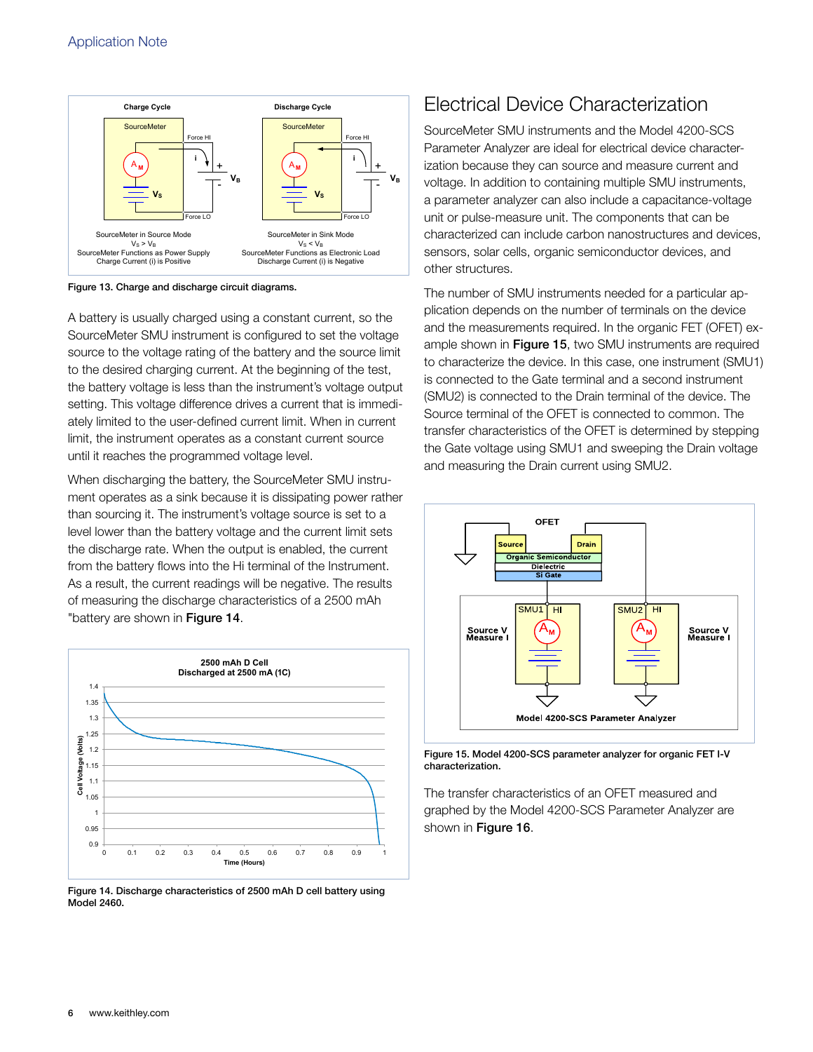Figure 13. Charge and discharge circuit diagrams.

A battery is usually charged using a constant current, so the SourceMeter SMU instrument is configured to set the voltage source to the voltage rating of the battery and the source limit to the desired charging current. At the beginning of the test, the battery voltage is less than the instrument's voltage output setting. This voltage difference drives a current that is immediately limited to the user-defined current limit. When in current limit, the instrument operates as a constant current source until it reaches the programmed voltage level.

When discharging the battery, the SourceMeter SMU instrument operates as a sink because it is dissipating power rather than sourcing it. The instrument's voltage source is set to a level lower than the battery voltage and the current limit sets the discharge rate. When the output is enabled, the current from the battery flows into the Hi terminal of the Instrument. As a result, the current readings will be negative. The results of measuring the discharge characteristics of a 2500 mAh "battery are shown in **Figure 14**.

Figure 14. Discharge characteristics of 2500 mAh D cell battery using Model 2460.

## Electrical Device Characterization

SourceMeter SMU instruments and the Model 4200-SCS Parameter Analyzer are ideal for electrical device characterization because they can source and measure current and voltage. In addition to containing multiple SMU instruments, a parameter analyzer can also include a capacitance-voltage unit or pulse-measure unit. The components that can be characterized can include carbon nanostructures and devices, sensors, solar cells, organic semiconductor devices, and other structures.

The number of SMU instruments needed for a particular application depends on the number of terminals on the device and the measurements required. In the organic FET (OFET) example shown in **Figure 15**, two SMU instruments are required to characterize the device. In this case, one instrument (SMU1) is connected to the Gate terminal and a second instrument (SMU2) is connected to the Drain terminal of the device. The Source terminal of the OFET is connected to common. The transfer characteristics of the OFET is determined by stepping the Gate voltage using SMU1 and sweeping the Drain voltage and measuring the Drain current using SMU2.

Figure 15. Model 4200-SCS parameter analyzer for organic FET I-V characterization.

The transfer characteristics of an OFET measured and graphed by the Model 4200-SCS Parameter Analyzer are shown in **Figure 16**.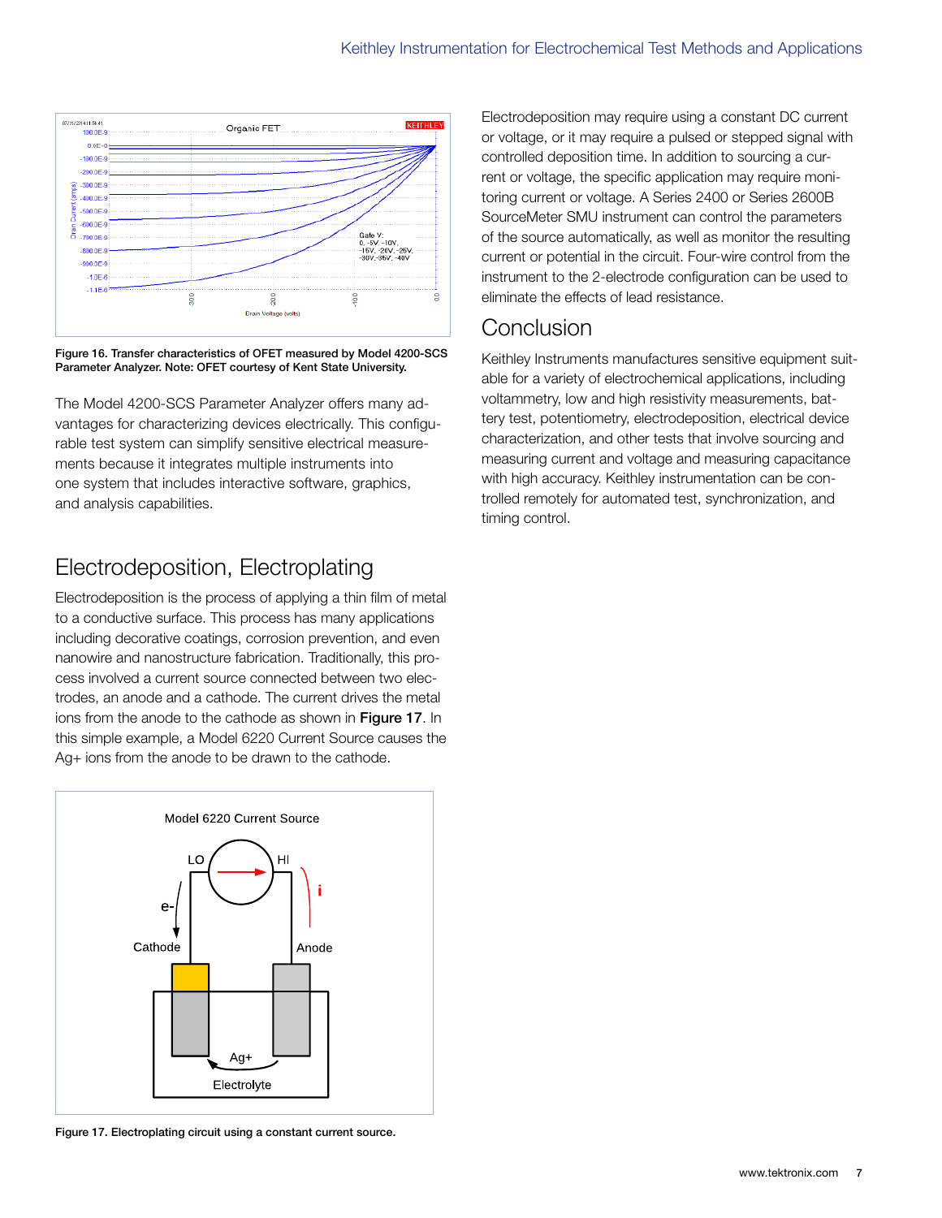Figure 16. Transfer characteristics of OFET measured by Model 4200-SCS Parameter Analyzer. Note: OFET courtesy of Kent State University.

The Model 4200-SCS Parameter Analyzer offers many advantages for characterizing devices electrically. This configurable test system can simplify sensitive electrical measurements because it integrates multiple instruments into one system that includes interactive software, graphics, and analysis capabilities.

## Electrodeposition, Electroplating

Electrodeposition is the process of applying a thin film of metal to a conductive surface. This process has many applications including decorative coatings, corrosion prevention, and even nanowire and nanostructure fabrication. Traditionally, this process involved a current source connected between two electrodes, an anode and a cathode. The current drives the metal ions from the anode to the cathode as shown in **Figure 17**. In this simple example, a Model 6220 Current Source causes the Ag+ ions from the anode to be drawn to the cathode.

Figure 17. Electroplating circuit using a constant current source.

Electrodeposition may require using a constant DC current or voltage, or it may require a pulsed or stepped signal with controlled deposition time. In addition to sourcing a current or voltage, the specific application may require monitoring current or voltage. A Series 2400 or Series 2600B SourceMeter SMU instrument can control the parameters of the source automatically, as well as monitor the resulting current or potential in the circuit. Four-wire control from the instrument to the 2-electrode configuration can be used to eliminate the effects of lead resistance.

## Conclusion

Keithley Instruments manufactures sensitive equipment suitable for a variety of electrochemical applications, including voltammetry, low and high resistivity measurements, battery test, potentiometry, electrodeposition, electrical device characterization, and other tests that involve sourcing and measuring current and voltage and measuring capacitance with high accuracy. Keithley instrumentation can be controlled remotely for automated test, synchronization, and timing control.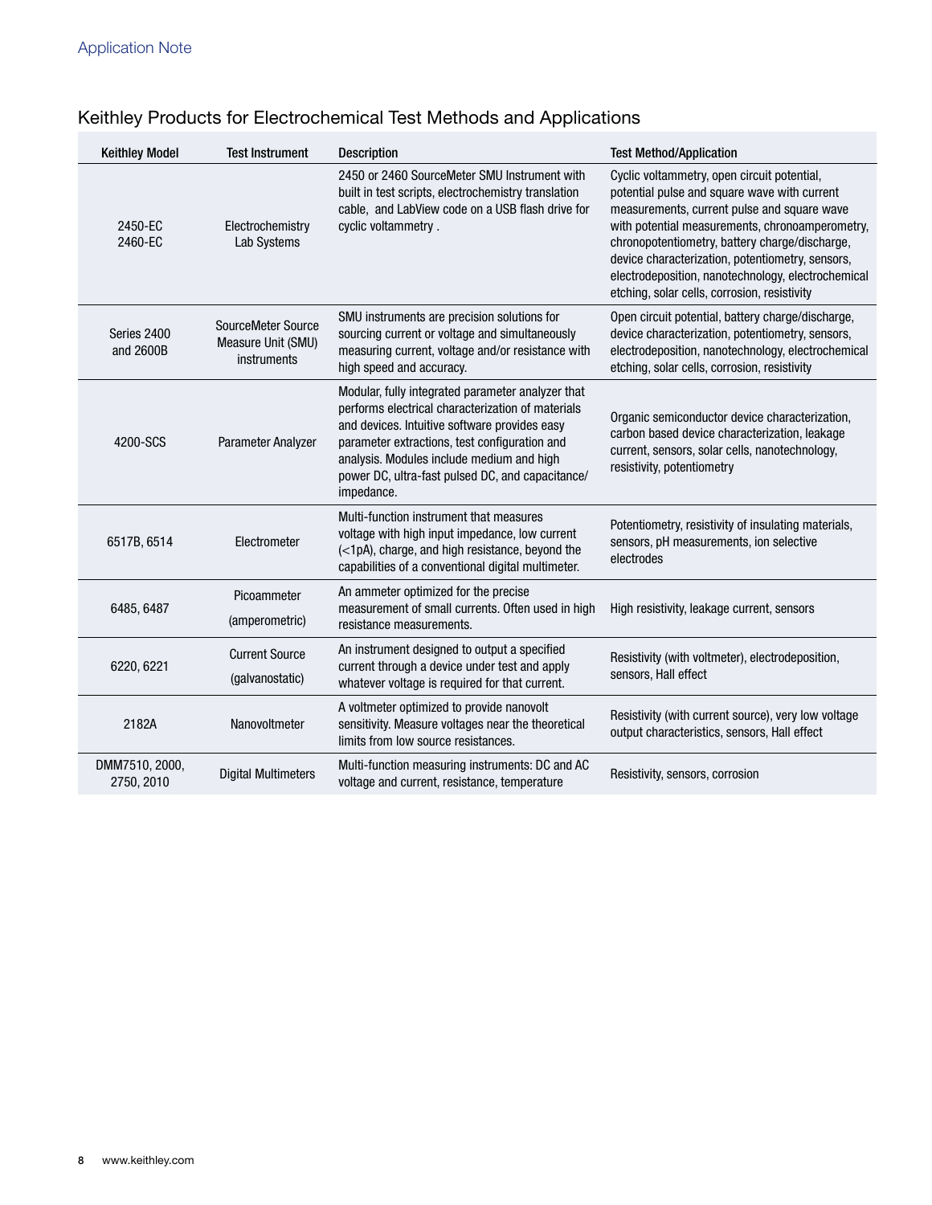## Keithley Products for Electrochemical Test Methods and Applications

| Keithley Model | Test Instrument | Description | Test Method/Application |
|---|---|---|---|
| 2450-EC 2460-EC | Electrochemistry Lab Systems | 2450 or 2460 SourceMeter SMU Instrument with built in test scripts, electrochemistry translation cable, and LabView code on a USB flash drive for cyclic voltammetry . | Cyclic voltammetry, open circuit potential, potential pulse and square wave with current measurements, current pulse and square wave with potential measurements, chronoamperometry, chronopotentiometry, battery charge/discharge, device characterization, potentiometry, sensors, electrodeposition, nanotechnology, electrochemical etching, solar cells, corrosion, resistivity |
| Series 2400 and 2600B | SourceMeter Source Measure Unit (SMU) instruments | SMU instruments are precision solutions for sourcing current or voltage and simultaneously measuring current, voltage and/or resistance with high speed and accuracy. | Open circuit potential, battery charge/discharge, device characterization, potentiometry, sensors, electrodeposition, nanotechnology, electrochemical etching, solar cells, corrosion, resistivity |
| 4200-SCS | Parameter Analyzer | Modular, fully integrated parameter analyzer that performs electrical characterization of materials and devices. Intuitive software provides easy parameter extractions, test configuration and analysis. Modules include medium and high power DC, ultra-fast pulsed DC, and capacitance/impedance. | Organic semiconductor device characterization, carbon based device characterization, leakage current, sensors, solar cells, nanotechnology, resistivity, potentiometry |
| 6517B, 6514 | Electrometer | Multi-function instrument that measures voltage with high input impedance, low current (<1pA), charge, and high resistance, beyond the capabilities of a conventional digital multimeter. | Potentiometry, resistivity of insulating materials, sensors, pH measurements, ion selective electrodes |
| 6485, 6487 | Picoammeter (amperometric) | An ammeter optimized for the precise measurement of small currents. Often used in high resistance measurements. | High resistivity, leakage current, sensors |
| 6220, 6221 | Current Source (galvanostatic) | An instrument designed to output a specified current through a device under test and apply whatever voltage is required for that current. | Resistivity (with voltmeter), electrodeposition, sensors, Hall effect |
| 2182A | Nanovoltmeter | A voltmeter optimized to provide nanovolt sensitivity. Measure voltages near the theoretical limits from low source resistances. | Resistivity (with current source), very low voltage output characteristics, sensors, Hall effect |
| DMM7510, 2000, 2750, 2010 | Digital Multimeters | Multi-function measuring instruments: DC and AC voltage and current, resistance, temperature | Resistivity, sensors, corrosion |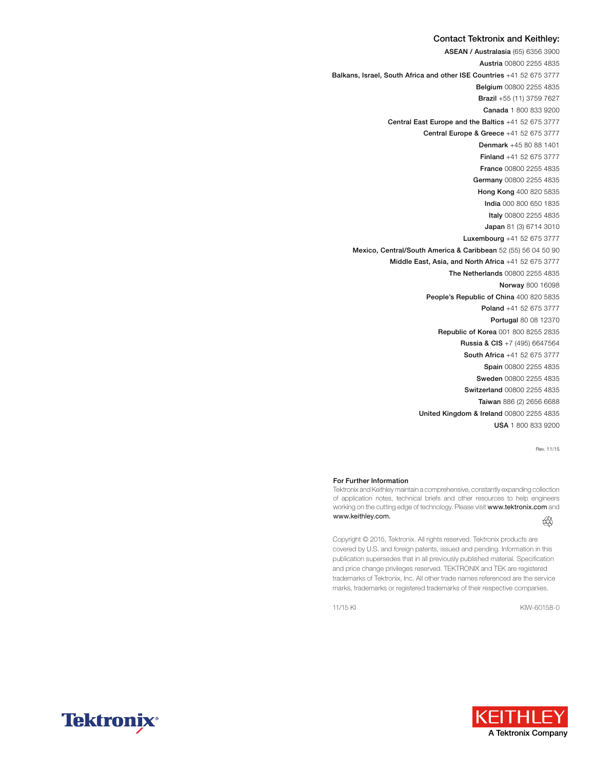## Contact Tektronix and Keithley:

**ASEAN / Australasia** (65) 6356 3900
**Austria** 00800 2255 4835
**Balkans, Israel, South Africa and other ISE Countries** +41 52 675 3777
**Belgium** 00800 2255 4835
**Brazil** +55 (11) 3759 7627
**Canada** 1 800 833 9200
**Central East Europe and the Baltics** +41 52 675 3777
**Central Europe & Greece** +41 52 675 3777
**Denmark** +45 80 88 1401
**Finland** +41 52 675 3777
**France** 00800 2255 4835
**Germany** 00800 2255 4835
**Hong Kong** 400 820 5835
**India** 000 800 650 1835
**Italy** 00800 2255 4835
**Japan** 81 (3) 6714 3010
**Luxembourg** +41 52 675 3777
**Mexico, Central/South America & Caribbean** 52 (55) 56 04 50 90
**Middle East, Asia, and North Africa** +41 52 675 3777
**The Netherlands** 00800 2255 4835
**Norway** 800 16098
**People's Republic of China** 400 820 5835
**Poland** +41 52 675 3777
**Portugal** 80 08 12370
**Republic of Korea** 001 800 8255 2835
**Russia & CIS** +7 (495) 6647564
**South Africa** +41 52 675 3777
**Spain** 00800 2255 4835
**Sweden** 00800 2255 4835
**Switzerland** 00800 2255 4835
**Taiwan** 886 (2) 2656 6688
**United Kingdom & Ireland** 00800 2255 4835
**USA** 1 800 833 9200

Rev. 11/15

**For Further Information**

Tektronix and Keithley maintain a comprehensive, constantly expanding collection of application notes, technical briefs and other resources to help engineers working on the cutting edge of technology. Please visit www.tektronix.com and www.keithley.com.

Copyright © 2015, Tektronix. All rights reserved. Tektronix products are covered by U.S. and foreign patents, issued and pending. Information in this publication supersedes that in all previously published material. Specification and price change privileges reserved. TEKTRONIX and TEK are registered trademarks of Tektronix, Inc. All other trade names referenced are the service marks, trademarks or registered trademarks of their respective companies.

11/15 KI KIW-60158-0

Tektronix®

KEITHLEY
A Tektronix Company